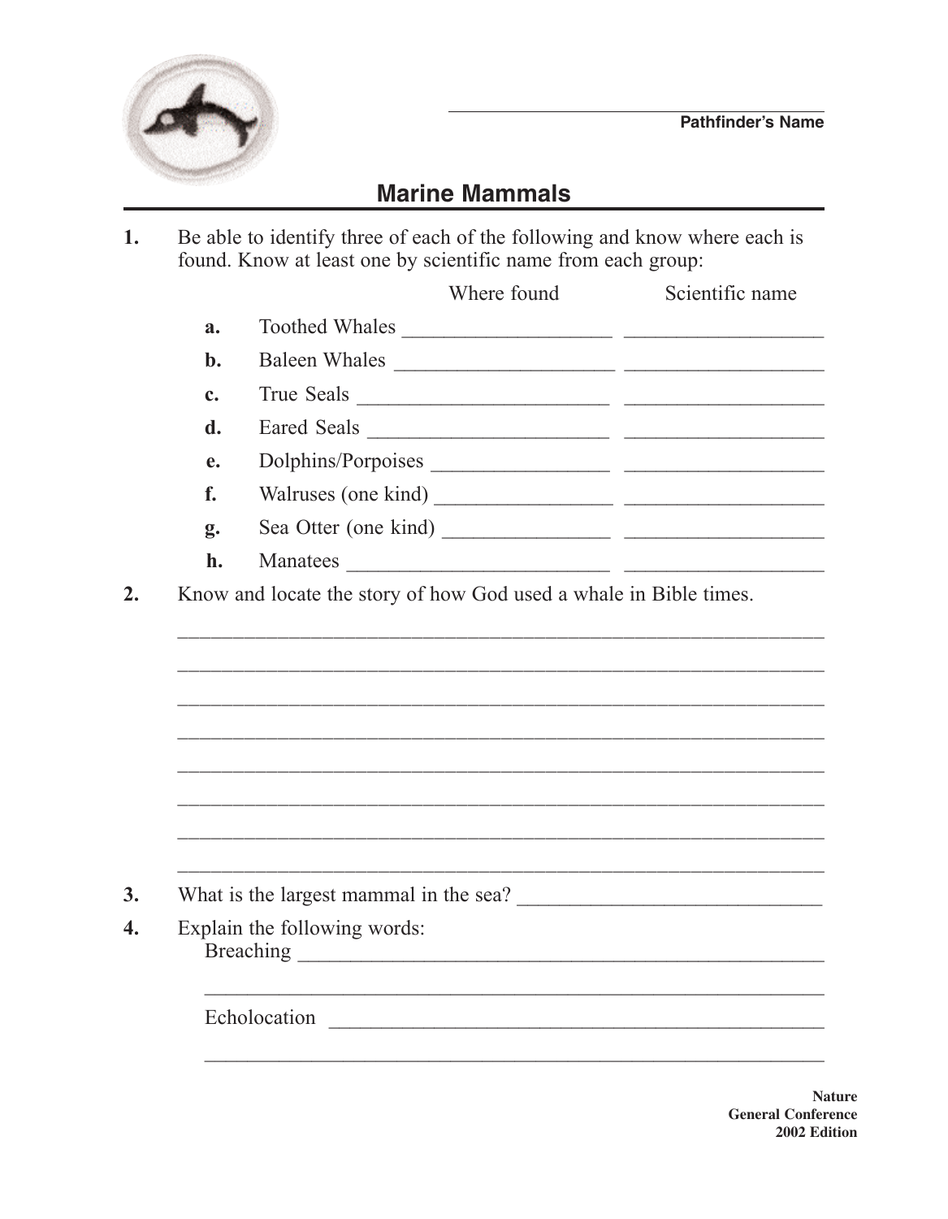Pathfinder's Name ______________________

# Marine Mammals

**1.** Be able to identify three of each of the following and know where each is found. Know at least one by scientific name from each group:

| | | Where found | Scientific name |
|---|---|---|---|
| **a.** | Toothed Whales | ___________________ | ___________________ |
| **b.** | Baleen Whales | ___________________ | ___________________ |
| **c.** | True Seals | ___________________ | ___________________ |
| **d.** | Eared Seals | ___________________ | ___________________ |
| **e.** | Dolphins/Porpoises | ___________________ | ___________________ |
| **f.** | Walruses (one kind) | ___________________ | ___________________ |
| **g.** | Sea Otter (one kind) | ___________________ | ___________________ |
| **h.** | Manatees | ___________________ | ___________________ |

**2.** Know and locate the story of how God used a whale in Bible times.

_____________________________________________________________

_____________________________________________________________

_____________________________________________________________

_____________________________________________________________

_____________________________________________________________

_____________________________________________________________

_____________________________________________________________

_____________________________________________________________

**3.** What is the largest mammal in the sea? ____________________________

**4.** Explain the following words:

Breaching ____________________________________________________

_____________________________________________________________

Echolocation __________________________________________________

_____________________________________________________________

Nature
General Conference
2002 Edition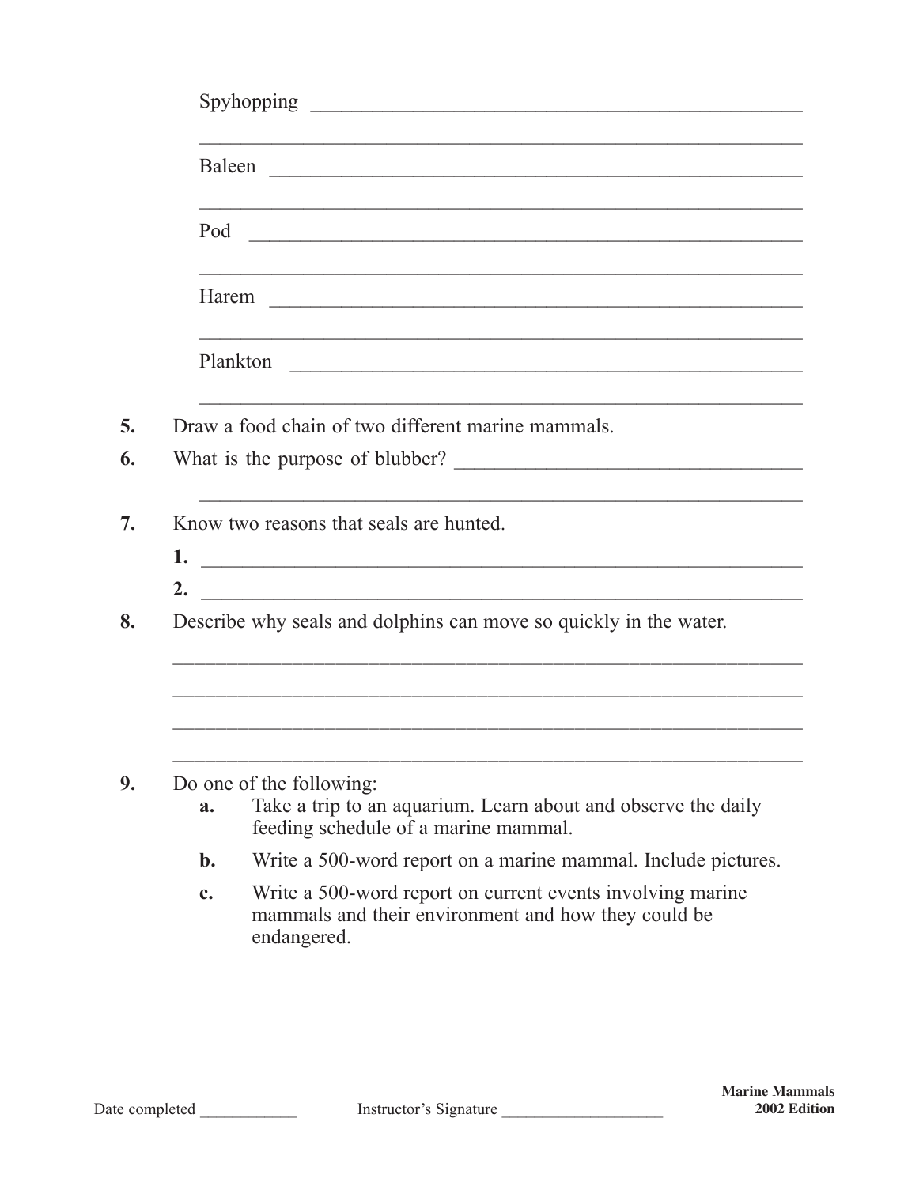Spyhopping ______________________________________________

______________________________________________

Baleen ______________________________________________

______________________________________________

Pod ______________________________________________

______________________________________________

Harem ______________________________________________

______________________________________________

Plankton ______________________________________________

______________________________________________

**5.** Draw a food chain of two different marine mammals.

**6.** What is the purpose of blubber? ______________________________

______________________________________________

**7.** Know two reasons that seals are hunted.

**1.** ______________________________________________

**2.** ______________________________________________

**8.** Describe why seals and dolphins can move so quickly in the water.

______________________________________________

______________________________________________

______________________________________________

______________________________________________

**9.** Do one of the following:

- **a.** Take a trip to an aquarium. Learn about and observe the daily feeding schedule of a marine mammal.
- **b.** Write a 500-word report on a marine mammal. Include pictures.
- **c.** Write a 500-word report on current events involving marine mammals and their environment and how they could be endangered.

Date completed ____________ Instructor's Signature ____________________

**Marine Mammals**
**2002 Edition**